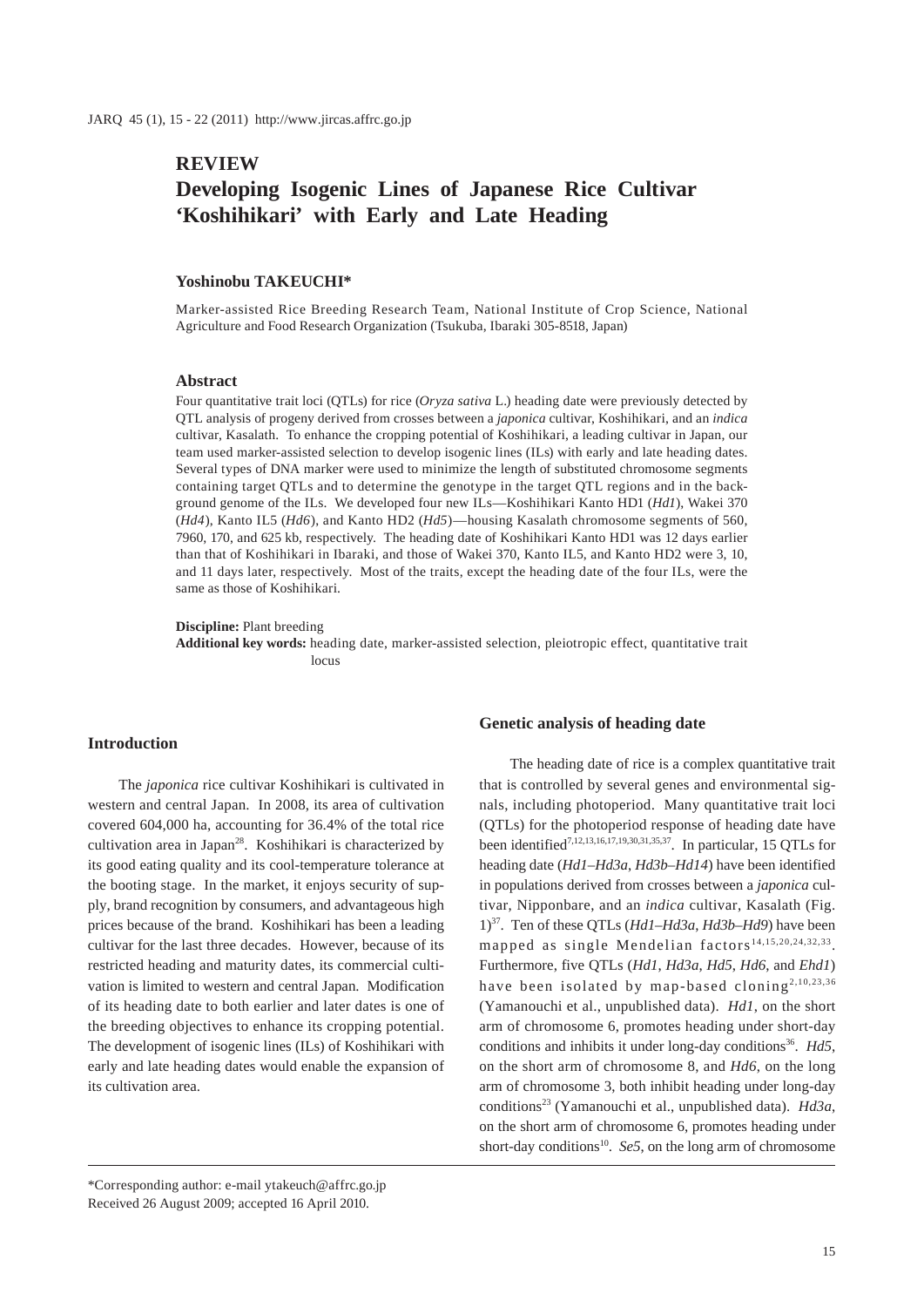# REVIEW

# Developing Isogenic Lines of Japanese Rice Cultivar 'Koshihikari' with Early and Late Heading

**Yoshinobu TAKEUCHI***

Marker-assisted Rice Breeding Research Team, National Institute of Crop Science, National Agriculture and Food Research Organization (Tsukuba, Ibaraki 305-8518, Japan)

### Abstract

Four quantitative trait loci (QTLs) for rice (*Oryza sativa* L.) heading date were previously detected by QTL analysis of progeny derived from crosses between a *japonica* cultivar, Koshihikari, and an *indica* cultivar, Kasalath. To enhance the cropping potential of Koshihikari, a leading cultivar in Japan, our team used marker-assisted selection to develop isogenic lines (ILs) with early and late heading dates. Several types of DNA marker were used to minimize the length of substituted chromosome segments containing target QTLs and to determine the genotype in the target QTL regions and in the background genome of the ILs. We developed four new ILs—Koshihikari Kanto HD1 (*Hd1*), Wakei 370 (*Hd4*), Kanto IL5 (*Hd6*), and Kanto HD2 (*Hd5*)—housing Kasalath chromosome segments of 560, 7960, 170, and 625 kb, respectively. The heading date of Koshihikari Kanto HD1 was 12 days earlier than that of Koshihikari in Ibaraki, and those of Wakei 370, Kanto IL5, and Kanto HD2 were 3, 10, and 11 days later, respectively. Most of the traits, except the heading date of the four ILs, were the same as those of Koshihikari.

**Discipline:** Plant breeding
**Additional key words:** heading date, marker-assisted selection, pleiotropic effect, quantitative trait locus

## Introduction

The *japonica* rice cultivar Koshihikari is cultivated in western and central Japan. In 2008, its area of cultivation covered 604,000 ha, accounting for 36.4% of the total rice cultivation area in Japan[28]. Koshihikari is characterized by its good eating quality and its cool-temperature tolerance at the booting stage. In the market, it enjoys security of supply, brand recognition by consumers, and advantageous high prices because of the brand. Koshihikari has been a leading cultivar for the last three decades. However, because of its restricted heading and maturity dates, its commercial cultivation is limited to western and central Japan. Modification of its heading date to both earlier and later dates is one of the breeding objectives to enhance its cropping potential. The development of isogenic lines (ILs) of Koshihikari with early and late heading dates would enable the expansion of its cultivation area.

## Genetic analysis of heading date

The heading date of rice is a complex quantitative trait that is controlled by several genes and environmental signals, including photoperiod. Many quantitative trait loci (QTLs) for the photoperiod response of heading date have been identified[7,12,13,16,17,19,30,31,35,37]. In particular, 15 QTLs for heading date (*Hd1*–*Hd3a*, *Hd3b*–*Hd14*) have been identified in populations derived from crosses between a *japonica* cultivar, Nipponbare, and an *indica* cultivar, Kasalath (Fig. 1)[37]. Ten of these QTLs (*Hd1*–*Hd3a*, *Hd3b*–*Hd9*) have been mapped as single Mendelian factors[14,15,20,24,32,33]. Furthermore, five QTLs (*Hd1*, *Hd3a*, *Hd5*, *Hd6*, and *Ehd1*) have been isolated by map-based cloning[2,10,23,36] (Yamanouchi et al., unpublished data). *Hd1*, on the short arm of chromosome 6, promotes heading under short-day conditions and inhibits it under long-day conditions[36]. *Hd5*, on the short arm of chromosome 8, and *Hd6*, on the long arm of chromosome 3, both inhibit heading under long-day conditions[23] (Yamanouchi et al., unpublished data). *Hd3a*, on the short arm of chromosome 6, promotes heading under short-day conditions[10]. *Se5*, on the long arm of chromosome

\*Corresponding author: e-mail ytakeuch@affrc.go.jp
Received 26 August 2009; accepted 16 April 2010.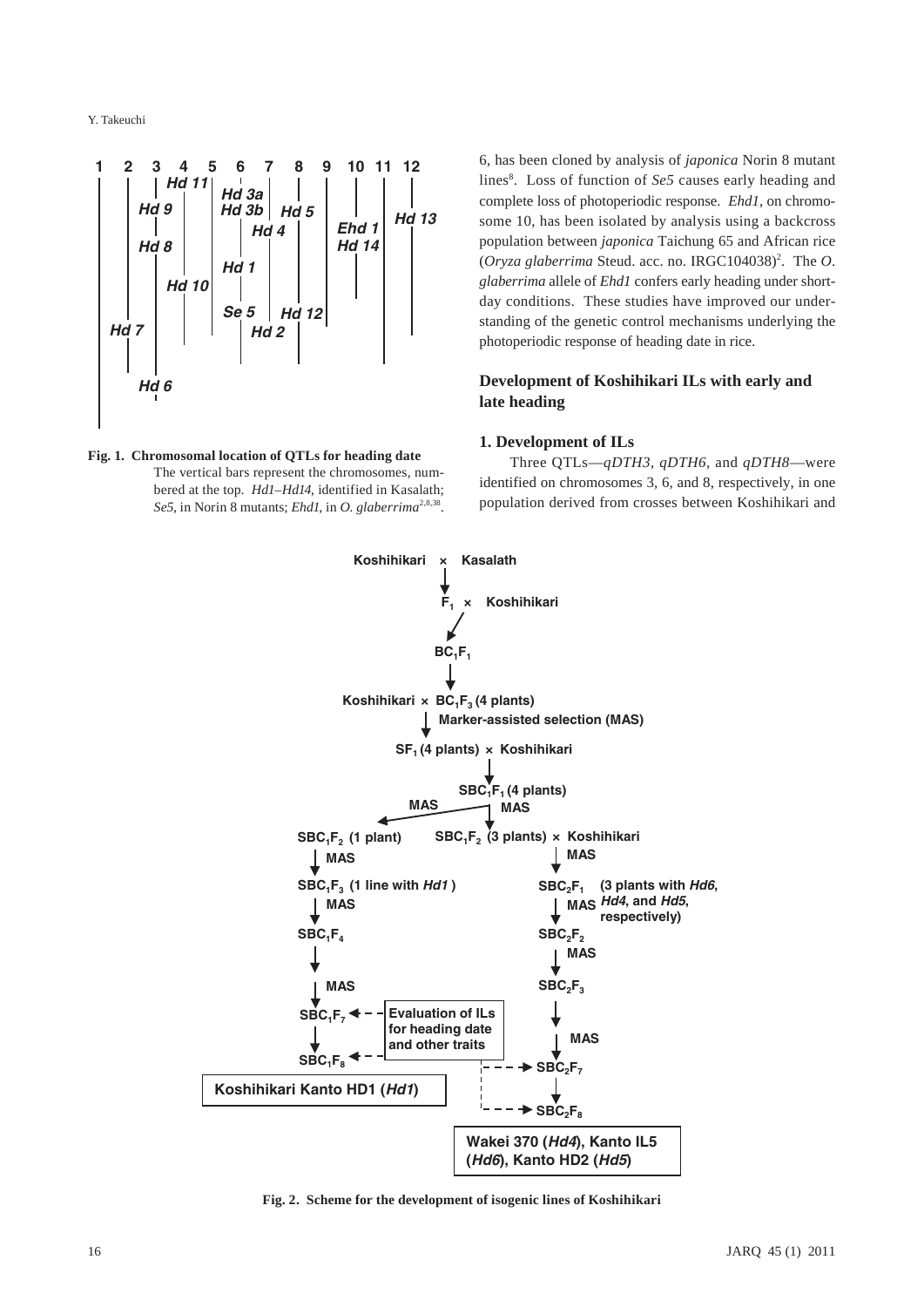**Fig. 1. Chromosomal location of QTLs for heading date**

The vertical bars represent the chromosomes, numbered at the top. *Hd1–Hd14*, identified in Kasalath; *Se5*, in Norin 8 mutants; *Ehd1*, in *O. glaberrima*[2,8,38].

6, has been cloned by analysis of *japonica* Norin 8 mutant lines[8]. Loss of function of *Se5* causes early heading and complete loss of photoperiodic response. *Ehd1*, on chromosome 10, has been isolated by analysis using a backcross population between *japonica* Taichung 65 and African rice (*Oryza glaberrima* Steud. acc. no. IRGC104038)[2]. The *O. glaberrima* allele of *Ehd1* confers early heading under short-day conditions. These studies have improved our understanding of the genetic control mechanisms underlying the photoperiodic response of heading date in rice.

## Development of Koshihikari ILs with early and late heading

### 1. Development of ILs

Three QTLs—*qDTH3*, *qDTH6*, and *qDTH8*—were identified on chromosomes 3, 6, and 8, respectively, in one population derived from crosses between Koshihikari and

**Fig. 2. Scheme for the development of isogenic lines of Koshihikari**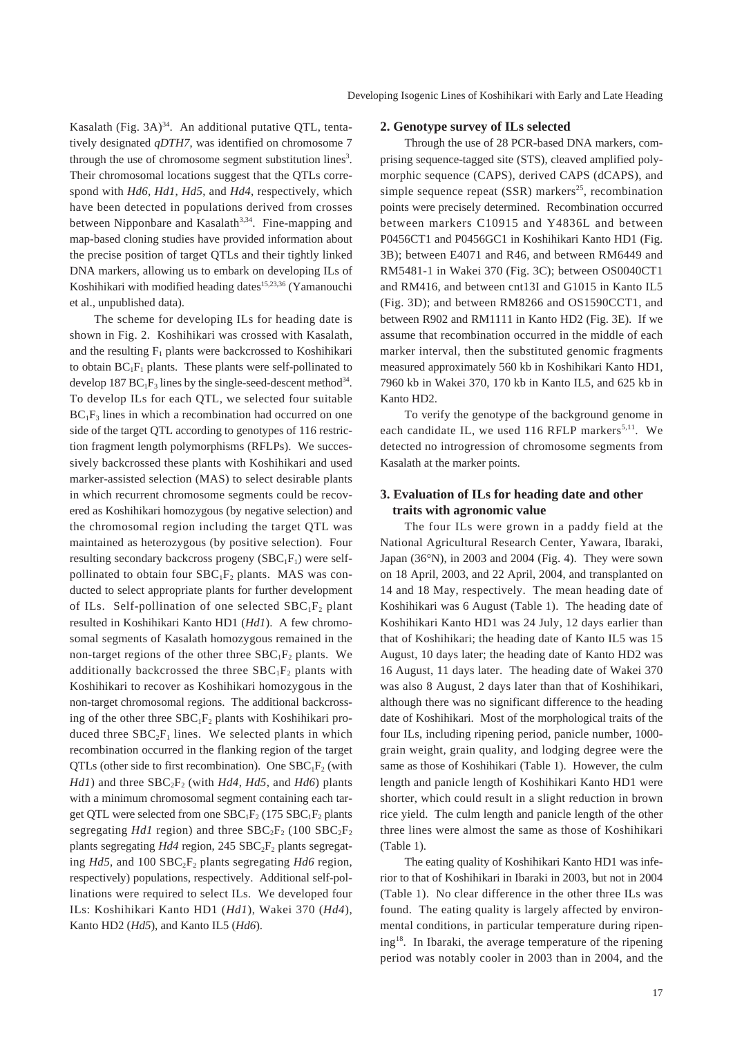Kasalath (Fig. 3A)[34]. An additional putative QTL, tentatively designated *qDTH7*, was identified on chromosome 7 through the use of chromosome segment substitution lines[3]. Their chromosomal locations suggest that the QTLs correspond with *Hd6*, *Hd1*, *Hd5*, and *Hd4*, respectively, which have been detected in populations derived from crosses between Nipponbare and Kasalath[3,34]. Fine-mapping and map-based cloning studies have provided information about the precise position of target QTLs and their tightly linked DNA markers, allowing us to embark on developing ILs of Koshihikari with modified heading dates[15,23,36] (Yamanouchi et al., unpublished data).

The scheme for developing ILs for heading date is shown in Fig. 2. Koshihikari was crossed with Kasalath, and the resulting $F_1$ plants were backcrossed to Koshihikari to obtain $BC_1F_1$ plants. These plants were self-pollinated to develop 187 $BC_1F_3$ lines by the single-seed-descent method[34]. To develop ILs for each QTL, we selected four suitable $BC_1F_3$ lines in which a recombination had occurred on one side of the target QTL according to genotypes of 116 restriction fragment length polymorphisms (RFLPs). We successively backcrossed these plants with Koshihikari and used marker-assisted selection (MAS) to select desirable plants in which recurrent chromosome segments could be recovered as Koshihikari homozygous (by negative selection) and the chromosomal region including the target QTL was maintained as heterozygous (by positive selection). Four resulting secondary backcross progeny ($SBC_1F_1$) were self-pollinated to obtain four $SBC_1F_2$ plants. MAS was conducted to select appropriate plants for further development of ILs. Self-pollination of one selected $SBC_1F_2$ plant resulted in Koshihikari Kanto HD1 (*Hd1*). A few chromosomal segments of Kasalath homozygous remained in the non-target regions of the other three $SBC_1F_2$ plants. We additionally backcrossed the three $SBC_1F_2$ plants with Koshihikari to recover as Koshihikari homozygous in the non-target chromosomal regions. The additional backcrossing of the other three $SBC_1F_2$ plants with Koshihikari produced three $SBC_2F_1$ lines. We selected plants in which recombination occurred in the flanking region of the target QTLs (other side to first recombination). One $SBC_1F_2$ (with *Hd1*) and three $SBC_2F_2$ (with *Hd4*, *Hd5*, and *Hd6*) plants with a minimum chromosomal segment containing each target QTL were selected from one $SBC_1F_2$ (175 $SBC_1F_2$ plants segregating *Hd1* region) and three $SBC_2F_2$ (100 $SBC_2F_2$ plants segregating *Hd4* region, 245 $SBC_2F_2$ plants segregating *Hd5*, and 100 $SBC_2F_2$ plants segregating *Hd6* region, respectively) populations, respectively. Additional self-pollinations were required to select ILs. We developed four ILs: Koshihikari Kanto HD1 (*Hd1*), Wakei 370 (*Hd4*), Kanto HD2 (*Hd5*), and Kanto IL5 (*Hd6*).

## 2. Genotype survey of ILs selected

Through the use of 28 PCR-based DNA markers, comprising sequence-tagged site (STS), cleaved amplified polymorphic sequence (CAPS), derived CAPS (dCAPS), and simple sequence repeat (SSR) markers[25], recombination points were precisely determined. Recombination occurred between markers C10915 and Y4836L and between P0456CT1 and P0456GC1 in Koshihikari Kanto HD1 (Fig. 3B); between E4071 and R46, and between RM6449 and RM5481-1 in Wakei 370 (Fig. 3C); between OS0040CT1 and RM416, and between cnt13I and G1015 in Kanto IL5 (Fig. 3D); and between RM8266 and OS1590CCT1, and between R902 and RM1111 in Kanto HD2 (Fig. 3E). If we assume that recombination occurred in the middle of each marker interval, then the substituted genomic fragments measured approximately 560 kb in Koshihikari Kanto HD1, 7960 kb in Wakei 370, 170 kb in Kanto IL5, and 625 kb in Kanto HD2.

To verify the genotype of the background genome in each candidate IL, we used 116 RFLP markers[5,11]. We detected no introgression of chromosome segments from Kasalath at the marker points.

## 3. Evaluation of ILs for heading date and other traits with agronomic value

The four ILs were grown in a paddy field at the National Agricultural Research Center, Yawara, Ibaraki, Japan (36°N), in 2003 and 2004 (Fig. 4). They were sown on 18 April, 2003, and 22 April, 2004, and transplanted on 14 and 18 May, respectively. The mean heading date of Koshihikari was 6 August (Table 1). The heading date of Koshihikari Kanto HD1 was 24 July, 12 days earlier than that of Koshihikari; the heading date of Kanto IL5 was 15 August, 10 days later; the heading date of Kanto HD2 was 16 August, 11 days later. The heading date of Wakei 370 was also 8 August, 2 days later than that of Koshihikari, although there was no significant difference to the heading date of Koshihikari. Most of the morphological traits of the four ILs, including ripening period, panicle number, 1000-grain weight, grain quality, and lodging degree were the same as those of Koshihikari (Table 1). However, the culm length and panicle length of Koshihikari Kanto HD1 were shorter, which could result in a slight reduction in brown rice yield. The culm length and panicle length of the other three lines were almost the same as those of Koshihikari (Table 1).

The eating quality of Koshihikari Kanto HD1 was inferior to that of Koshihikari in Ibaraki in 2003, but not in 2004 (Table 1). No clear difference in the other three ILs was found. The eating quality is largely affected by environmental conditions, in particular temperature during ripening[18]. In Ibaraki, the average temperature of the ripening period was notably cooler in 2003 than in 2004, and the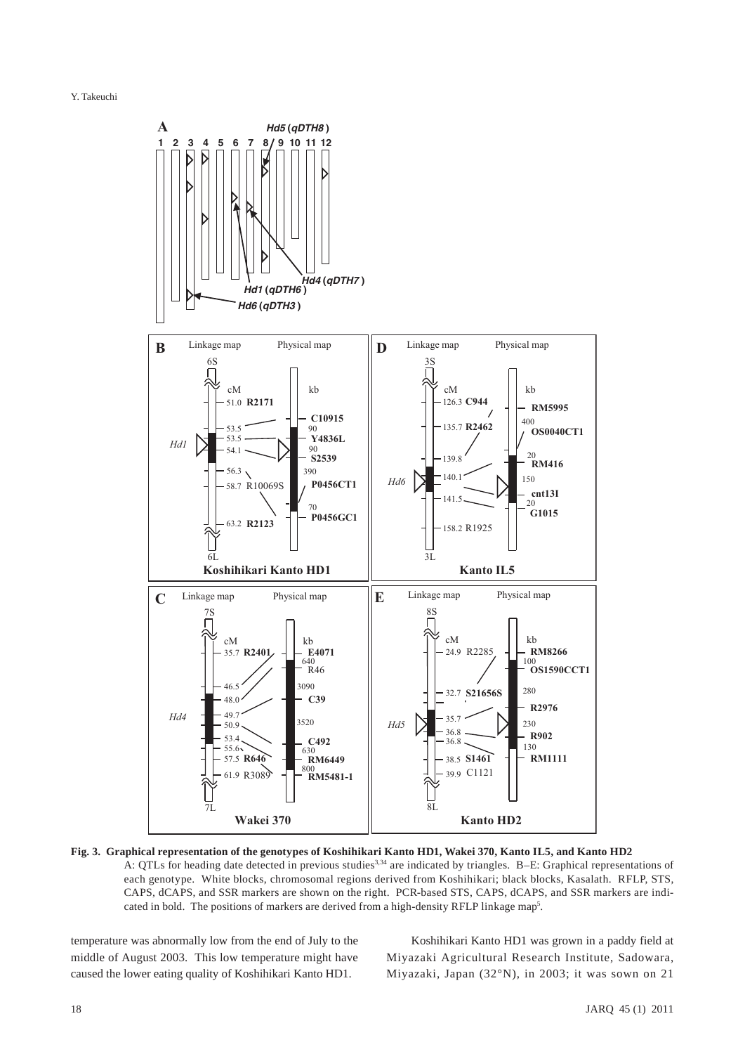**Fig. 3. Graphical representation of the genotypes of Koshihikari Kanto HD1, Wakei 370, Kanto IL5, and Kanto HD2**

A: QTLs for heading date detected in previous studies[3,34] are indicated by triangles. B–E: Graphical representations of each genotype. White blocks, chromosomal regions derived from Koshihikari; black blocks, Kasalath. RFLP, STS, CAPS, dCAPS, and SSR markers are shown on the right. PCR-based STS, CAPS, dCAPS, and SSR markers are indicated in bold. The positions of markers are derived from a high-density RFLP linkage map[5].

temperature was abnormally low from the end of July to the middle of August 2003. This low temperature might have caused the lower eating quality of Koshihikari Kanto HD1.

Koshihikari Kanto HD1 was grown in a paddy field at Miyazaki Agricultural Research Institute, Sadowara, Miyazaki, Japan (32°N), in 2003; it was sown on 21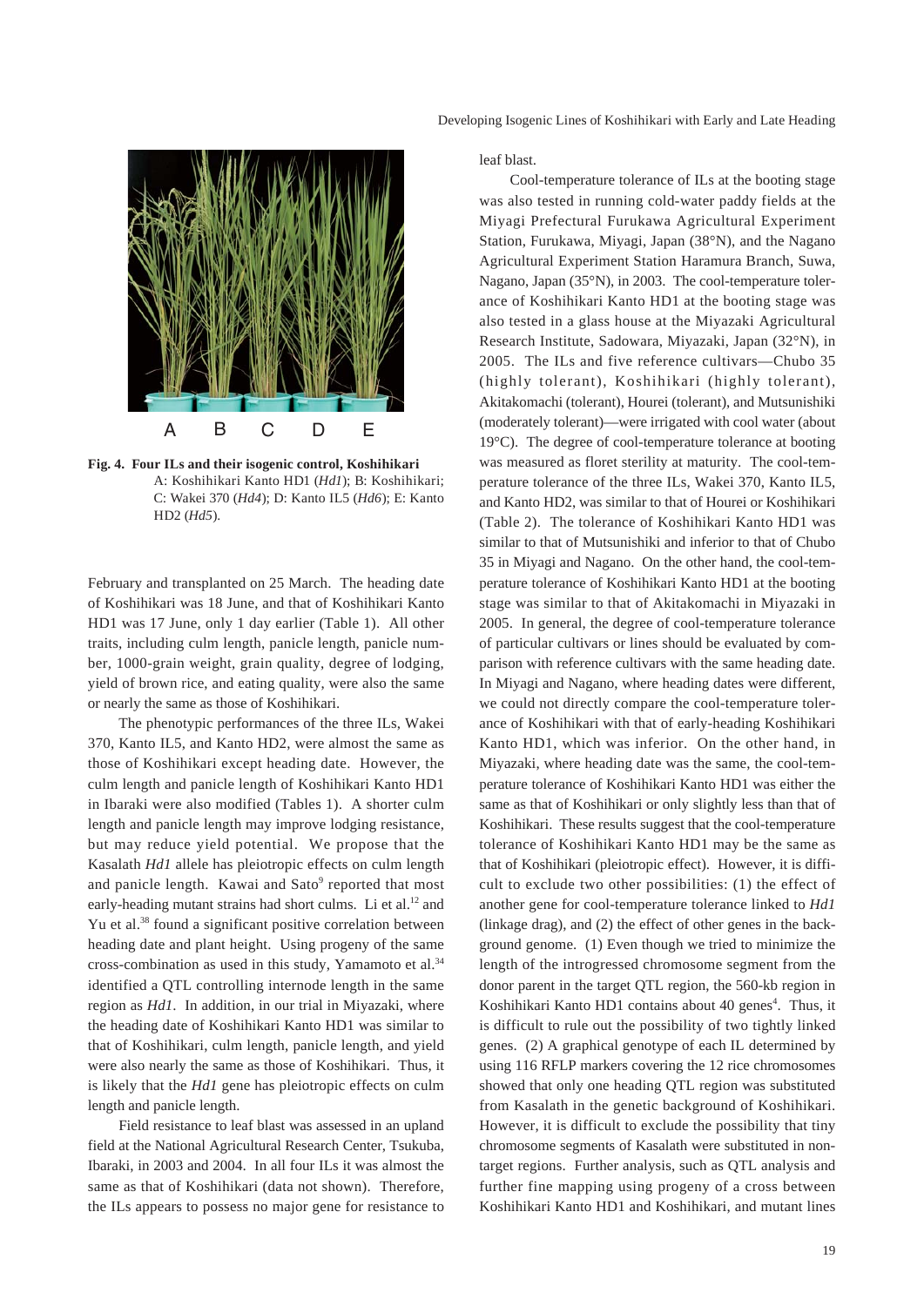**Fig. 4. Four ILs and their isogenic control, Koshihikari**
A: Koshihikari Kanto HD1 (*Hd1*); B: Koshihikari; C: Wakei 370 (*Hd4*); D: Kanto IL5 (*Hd6*); E: Kanto HD2 (*Hd5*).

February and transplanted on 25 March. The heading date of Koshihikari was 18 June, and that of Koshihikari Kanto HD1 was 17 June, only 1 day earlier (Table 1). All other traits, including culm length, panicle length, panicle number, 1000-grain weight, grain quality, degree of lodging, yield of brown rice, and eating quality, were also the same or nearly the same as those of Koshihikari.

The phenotypic performances of the three ILs, Wakei 370, Kanto IL5, and Kanto HD2, were almost the same as those of Koshihikari except heading date. However, the culm length and panicle length of Koshihikari Kanto HD1 in Ibaraki were also modified (Tables 1). A shorter culm length and panicle length may improve lodging resistance, but may reduce yield potential. We propose that the Kasalath *Hd1* allele has pleiotropic effects on culm length and panicle length. Kawai and Sato[9] reported that most early-heading mutant strains had short culms. Li et al.[12] and Yu et al.[38] found a significant positive correlation between heading date and plant height. Using progeny of the same cross-combination as used in this study, Yamamoto et al.[34] identified a QTL controlling internode length in the same region as *Hd1*. In addition, in our trial in Miyazaki, where the heading date of Koshihikari Kanto HD1 was similar to that of Koshihikari, culm length, panicle length, and yield were also nearly the same as those of Koshihikari. Thus, it is likely that the *Hd1* gene has pleiotropic effects on culm length and panicle length.

Field resistance to leaf blast was assessed in an upland field at the National Agricultural Research Center, Tsukuba, Ibaraki, in 2003 and 2004. In all four ILs it was almost the same as that of Koshihikari (data not shown). Therefore, the ILs appears to possess no major gene for resistance to leaf blast.

Cool-temperature tolerance of ILs at the booting stage was also tested in running cold-water paddy fields at the Miyagi Prefectural Furukawa Agricultural Experiment Station, Furukawa, Miyagi, Japan (38°N), and the Nagano Agricultural Experiment Station Haramura Branch, Suwa, Nagano, Japan (35°N), in 2003. The cool-temperature tolerance of Koshihikari Kanto HD1 at the booting stage was also tested in a glass house at the Miyazaki Agricultural Research Institute, Sadowara, Miyazaki, Japan (32°N), in 2005. The ILs and five reference cultivars—Chubo 35 (highly tolerant), Koshihikari (highly tolerant), Akitakomachi (tolerant), Hourei (tolerant), and Mutsunishiki (moderately tolerant)—were irrigated with cool water (about 19°C). The degree of cool-temperature tolerance at booting was measured as floret sterility at maturity. The cool-temperature tolerance of the three ILs, Wakei 370, Kanto IL5, and Kanto HD2, was similar to that of Hourei or Koshihikari (Table 2). The tolerance of Koshihikari Kanto HD1 was similar to that of Mutsunishiki and inferior to that of Chubo 35 in Miyagi and Nagano. On the other hand, the cool-temperature tolerance of Koshihikari Kanto HD1 at the booting stage was similar to that of Akitakomachi in Miyazaki in 2005. In general, the degree of cool-temperature tolerance of particular cultivars or lines should be evaluated by comparison with reference cultivars with the same heading date. In Miyagi and Nagano, where heading dates were different, we could not directly compare the cool-temperature tolerance of Koshihikari with that of early-heading Koshihikari Kanto HD1, which was inferior. On the other hand, in Miyazaki, where heading date was the same, the cool-temperature tolerance of Koshihikari Kanto HD1 was either the same as that of Koshihikari or only slightly less than that of Koshihikari. These results suggest that the cool-temperature tolerance of Koshihikari Kanto HD1 may be the same as that of Koshihikari (pleiotropic effect). However, it is difficult to exclude two other possibilities: (1) the effect of another gene for cool-temperature tolerance linked to *Hd1* (linkage drag), and (2) the effect of other genes in the background genome. (1) Even though we tried to minimize the length of the introgressed chromosome segment from the donor parent in the target QTL region, the 560-kb region in Koshihikari Kanto HD1 contains about 40 genes[4]. Thus, it is difficult to rule out the possibility of two tightly linked genes. (2) A graphical genotype of each IL determined by using 116 RFLP markers covering the 12 rice chromosomes showed that only one heading QTL region was substituted from Kasalath in the genetic background of Koshihikari. However, it is difficult to exclude the possibility that tiny chromosome segments of Kasalath were substituted in non-target regions. Further analysis, such as QTL analysis and further fine mapping using progeny of a cross between Koshihikari Kanto HD1 and Koshihikari, and mutant lines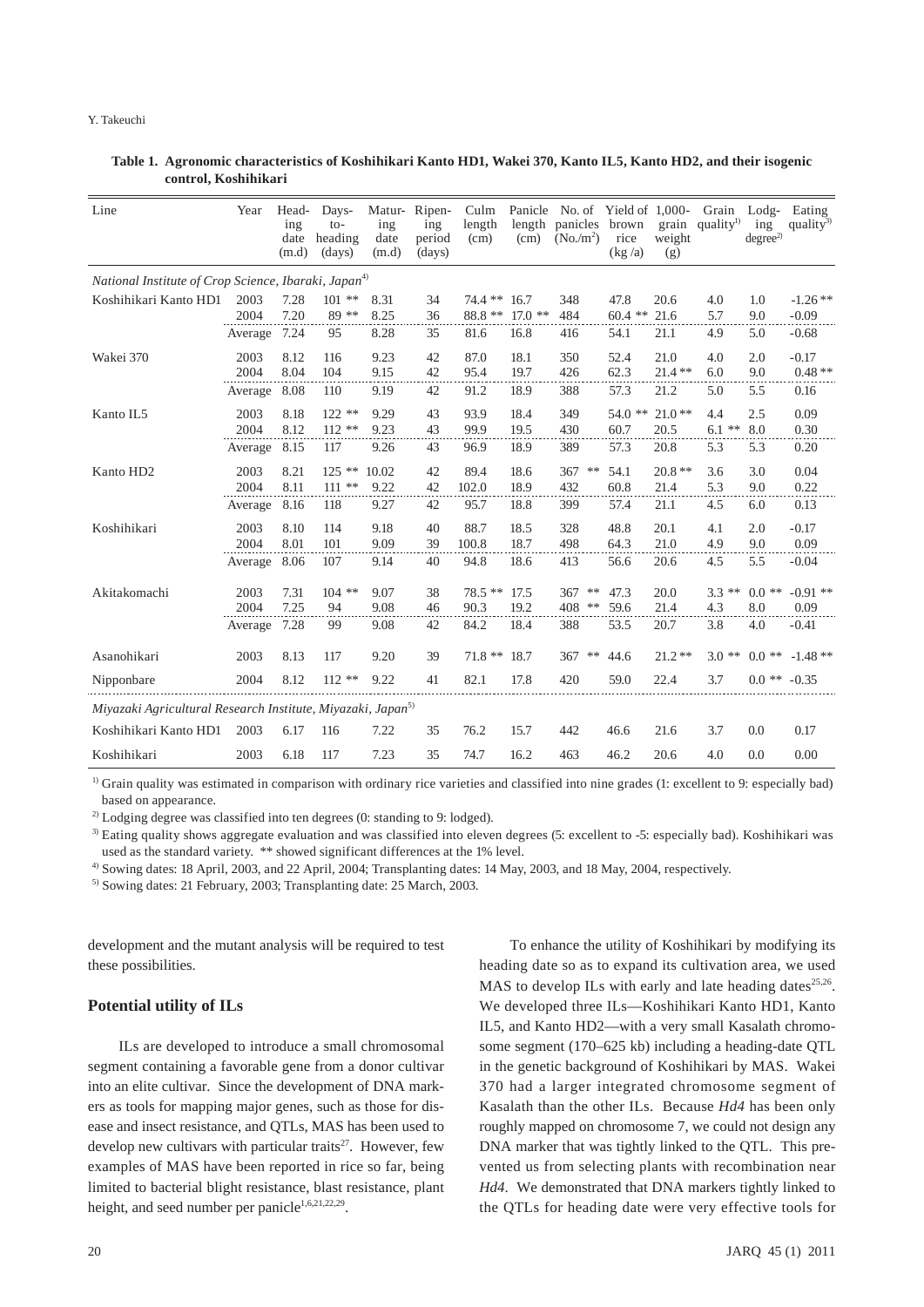**Table 1. Agronomic characteristics of Koshihikari Kanto HD1, Wakei 370, Kanto IL5, Kanto HD2, and their isogenic control, Koshihikari**

| Line | Year | Heading date (m.d) | Days-to-heading (days) | Maturing date (m.d) | Ripening period (days) | Culm length (cm) | Panicle length (cm) | No. of panicles (No./m²) | Yield of brown rice (kg /a) | 1,000-grain weight (g) | Grain quality[1)] | Lodging degree[2)] | Eating quality[3)] |
|---|---|---|---|---|---|---|---|---|---|---|---|---|---|
| *National Institute of Crop Science, Ibaraki, Japan*[4)] | | | | | | | | | | | | | |
| Koshihikari Kanto HD1 | 2003 | 7.28 | 101 ** | 8.31 | 34 | 74.4 ** | 16.7 | 348 | 47.8 | 20.6 | 4.0 | 1.0 | -1.26 ** |
| | 2004 | 7.20 | 89 ** | 8.25 | 36 | 88.8 ** | 17.0 ** | 484 | 60.4 ** | 21.6 | 5.7 | 9.0 | -0.09 |
| | Average | 7.24 | 95 | 8.28 | 35 | 81.6 | 16.8 | 416 | 54.1 | 21.1 | 4.9 | 5.0 | -0.68 |
| Wakei 370 | 2003 | 8.12 | 116 | 9.23 | 42 | 87.0 | 18.1 | 350 | 52.4 | 21.0 | 4.0 | 2.0 | -0.17 |
| | 2004 | 8.04 | 104 | 9.15 | 42 | 95.4 | 19.7 | 426 | 62.3 | 21.4 ** | 6.0 | 9.0 | 0.48 ** |
| | Average | 8.08 | 110 | 9.19 | 42 | 91.2 | 18.9 | 388 | 57.3 | 21.2 | 5.0 | 5.5 | 0.16 |
| Kanto IL5 | 2003 | 8.18 | 122 ** | 9.29 | 43 | 93.9 | 18.4 | 349 | 54.0 ** | 21.0 ** | 4.4 | 2.5 | 0.09 |
| | 2004 | 8.12 | 112 ** | 9.23 | 43 | 99.9 | 19.5 | 430 | 60.7 | 20.5 | 6.1 ** | 8.0 | 0.30 |
| | Average | 8.15 | 117 | 9.26 | 43 | 96.9 | 18.9 | 389 | 57.3 | 20.8 | 5.3 | 5.3 | 0.20 |
| Kanto HD2 | 2003 | 8.21 | 125 ** | 10.02 | 42 | 89.4 | 18.6 | 367 ** | 54.1 | 20.8 ** | 3.6 | 3.0 | 0.04 |
| | 2004 | 8.11 | 111 ** | 9.22 | 42 | 102.0 | 18.9 | 432 | 60.8 | 21.4 | 5.3 | 9.0 | 0.22 |
| | Average | 8.16 | 118 | 9.27 | 42 | 95.7 | 18.8 | 399 | 57.4 | 21.1 | 4.5 | 6.0 | 0.13 |
| Koshihikari | 2003 | 8.10 | 114 | 9.18 | 40 | 88.7 | 18.5 | 328 | 48.8 | 20.1 | 4.1 | 2.0 | -0.17 |
| | 2004 | 8.01 | 101 | 9.09 | 39 | 100.8 | 18.7 | 498 | 64.3 | 21.0 | 4.9 | 9.0 | 0.09 |
| | Average | 8.06 | 107 | 9.14 | 40 | 94.8 | 18.6 | 413 | 56.6 | 20.6 | 4.5 | 5.5 | -0.04 |
| Akitakomachi | 2003 | 7.31 | 104 ** | 9.07 | 38 | 78.5 ** | 17.5 | 367 ** | 47.3 | 20.0 | 3.3 ** | 0.0 ** | -0.91 ** |
| | 2004 | 7.25 | 94 | 9.08 | 46 | 90.3 | 19.2 | 408 ** | 59.6 | 21.4 | 4.3 | 8.0 | 0.09 |
| | Average | 7.28 | 99 | 9.08 | 42 | 84.2 | 18.4 | 388 | 53.5 | 20.7 | 3.8 | 4.0 | -0.41 |
| Asanohikari | 2003 | 8.13 | 117 | 9.20 | 39 | 71.8 ** | 18.7 | 367 ** | 44.6 | 21.2 ** | 3.0 ** | 0.0 ** | -1.48 ** |
| Nipponbare | 2004 | 8.12 | 112 ** | 9.22 | 41 | 82.1 | 17.8 | 420 | 59.0 | 22.4 | 3.7 | 0.0 ** | -0.35 |
| *Miyazaki Agricultural Research Institute, Miyazaki, Japan*[5)] | | | | | | | | | | | | | |
| Koshihikari Kanto HD1 | 2003 | 6.17 | 116 | 7.22 | 35 | 76.2 | 15.7 | 442 | 46.6 | 21.6 | 3.7 | 0.0 | 0.17 |
| Koshihikari | 2003 | 6.18 | 117 | 7.23 | 35 | 74.7 | 16.2 | 463 | 46.2 | 20.6 | 4.0 | 0.0 | 0.00 |

[1)] Grain quality was estimated in comparison with ordinary rice varieties and classified into nine grades (1: excellent to 9: especially bad) based on appearance.

[2)] Lodging degree was classified into ten degrees (0: standing to 9: lodged).

[3)] Eating quality shows aggregate evaluation and was classified into eleven degrees (5: excellent to -5: especially bad). Koshihikari was used as the standard variety. ** showed significant differences at the 1% level.

[4)] Sowing dates: 18 April, 2003, and 22 April, 2004; Transplanting dates: 14 May, 2003, and 18 May, 2004, respectively.

[5)] Sowing dates: 21 February, 2003; Transplanting date: 25 March, 2003.

development and the mutant analysis will be required to test these possibilities.

## Potential utility of ILs

ILs are developed to introduce a small chromosomal segment containing a favorable gene from a donor cultivar into an elite cultivar. Since the development of DNA markers as tools for mapping major genes, such as those for disease and insect resistance, and QTLs, MAS has been used to develop new cultivars with particular traits[27]. However, few examples of MAS have been reported in rice so far, being limited to bacterial blight resistance, blast resistance, plant height, and seed number per panicle[1,6,21,22,29].

To enhance the utility of Koshihikari by modifying its heading date so as to expand its cultivation area, we used MAS to develop ILs with early and late heading dates[25,26]. We developed three ILs—Koshihikari Kanto HD1, Kanto IL5, and Kanto HD2—with a very small Kasalath chromosome segment (170–625 kb) including a heading-date QTL in the genetic background of Koshihikari by MAS. Wakei 370 had a larger integrated chromosome segment of Kasalath than the other ILs. Because *Hd4* has been only roughly mapped on chromosome 7, we could not design any DNA marker that was tightly linked to the QTL. This prevented us from selecting plants with recombination near *Hd4*. We demonstrated that DNA markers tightly linked to the QTLs for heading date were very effective tools for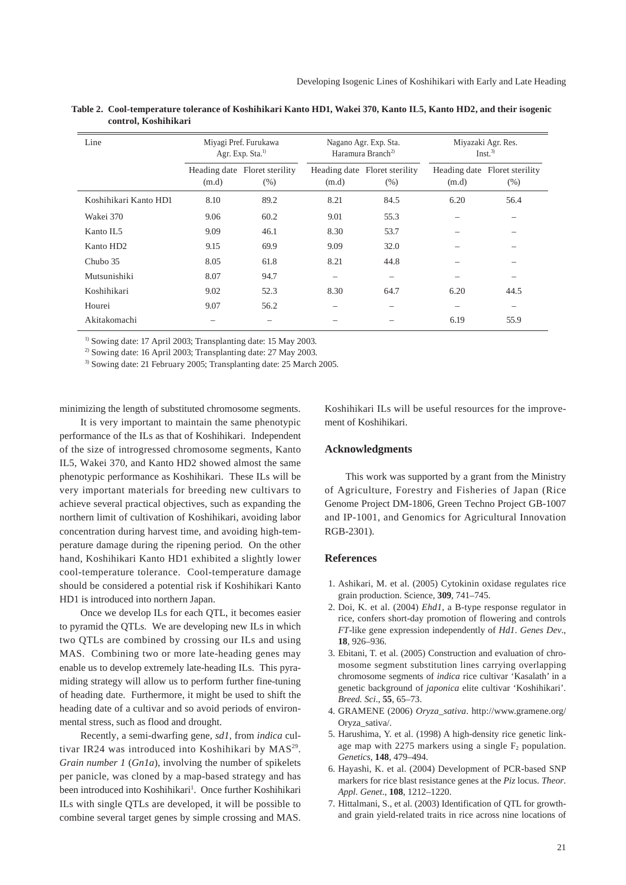**Table 2. Cool-temperature tolerance of Koshihikari Kanto HD1, Wakei 370, Kanto IL5, Kanto HD2, and their isogenic control, Koshihikari**

| Line | Miyagi Pref. Furukawa Agr. Exp. Sta.[1)] | | Nagano Agr. Exp. Sta. Haramura Branch[2)] | | Miyazaki Agr. Res. Inst.[3)] | |
|---|---|---|---|---|---|---|
| | Heading date (m.d) | Floret sterility (%) | Heading date (m.d) | Floret sterility (%) | Heading date (m.d) | Floret sterility (%) |
| Koshihikari Kanto HD1 | 8.10 | 89.2 | 8.21 | 84.5 | 6.20 | 56.4 |
| Wakei 370 | 9.06 | 60.2 | 9.01 | 55.3 | – | – |
| Kanto IL5 | 9.09 | 46.1 | 8.30 | 53.7 | – | – |
| Kanto HD2 | 9.15 | 69.9 | 9.09 | 32.0 | – | – |
| Chubo 35 | 8.05 | 61.8 | 8.21 | 44.8 | – | – |
| Mutsunishiki | 8.07 | 94.7 | – | – | – | – |
| Koshihikari | 9.02 | 52.3 | 8.30 | 64.7 | 6.20 | 44.5 |
| Hourei | 9.07 | 56.2 | – | – | – | – |
| Akitakomachi | – | – | – | – | 6.19 | 55.9 |

1) Sowing date: 17 April 2003; Transplanting date: 15 May 2003.

2) Sowing date: 16 April 2003; Transplanting date: 27 May 2003.

3) Sowing date: 21 February 2005; Transplanting date: 25 March 2005.

minimizing the length of substituted chromosome segments.

It is very important to maintain the same phenotypic performance of the ILs as that of Koshihikari. Independent of the size of introgressed chromosome segments, Kanto IL5, Wakei 370, and Kanto HD2 showed almost the same phenotypic performance as Koshihikari. These ILs will be very important materials for breeding new cultivars to achieve several practical objectives, such as expanding the northern limit of cultivation of Koshihikari, avoiding labor concentration during harvest time, and avoiding high-temperature damage during the ripening period. On the other hand, Koshihikari Kanto HD1 exhibited a slightly lower cool-temperature tolerance. Cool-temperature damage should be considered a potential risk if Koshihikari Kanto HD1 is introduced into northern Japan.

Once we develop ILs for each QTL, it becomes easier to pyramid the QTLs. We are developing new ILs in which two QTLs are combined by crossing our ILs and using MAS. Combining two or more late-heading genes may enable us to develop extremely late-heading ILs. This pyramiding strategy will allow us to perform further fine-tuning of heading date. Furthermore, it might be used to shift the heading date of a cultivar and so avoid periods of environmental stress, such as flood and drought.

Recently, a semi-dwarfing gene, *sd1*, from *indica* cultivar IR24 was introduced into Koshihikari by MAS[29]. *Grain number 1* (*Gn1a*), involving the number of spikelets per panicle, was cloned by a map-based strategy and has been introduced into Koshihikari[1]. Once further Koshihikari ILs with single QTLs are developed, it will be possible to combine several target genes by simple crossing and MAS. Koshihikari ILs will be useful resources for the improvement of Koshihikari.

## Acknowledgments

This work was supported by a grant from the Ministry of Agriculture, Forestry and Fisheries of Japan (Rice Genome Project DM-1806, Green Techno Project GB-1007 and IP-1001, and Genomics for Agricultural Innovation RGB-2301).

## References

1. Ashikari, M. et al. (2005) Cytokinin oxidase regulates rice grain production. Science, **309**, 741–745.
2. Doi, K. et al. (2004) *Ehd1*, a B-type response regulator in rice, confers short-day promotion of flowering and controls *FT*-like gene expression independently of *Hd1*. *Genes Dev*., **18**, 926–936.
3. Ebitani, T. et al. (2005) Construction and evaluation of chromosome segment substitution lines carrying overlapping chromosome segments of *indica* rice cultivar 'Kasalath' in a genetic background of *japonica* elite cultivar 'Koshihikari'. *Breed. Sci*., **55**, 65–73.
4. GRAMENE (2006) *Oryza_sativa*. http://www.gramene.org/Oryza_sativa/.
5. Harushima, Y. et al. (1998) A high-density rice genetic linkage map with 2275 markers using a single $F_2$ population. *Genetics*, **148**, 479–494.
6. Hayashi, K. et al. (2004) Development of PCR-based SNP markers for rice blast resistance genes at the *Piz* locus. *Theor. Appl. Genet*., **108**, 1212–1220.
7. Hittalmani, S., et al. (2003) Identification of QTL for growth- and grain yield-related traits in rice across nine locations of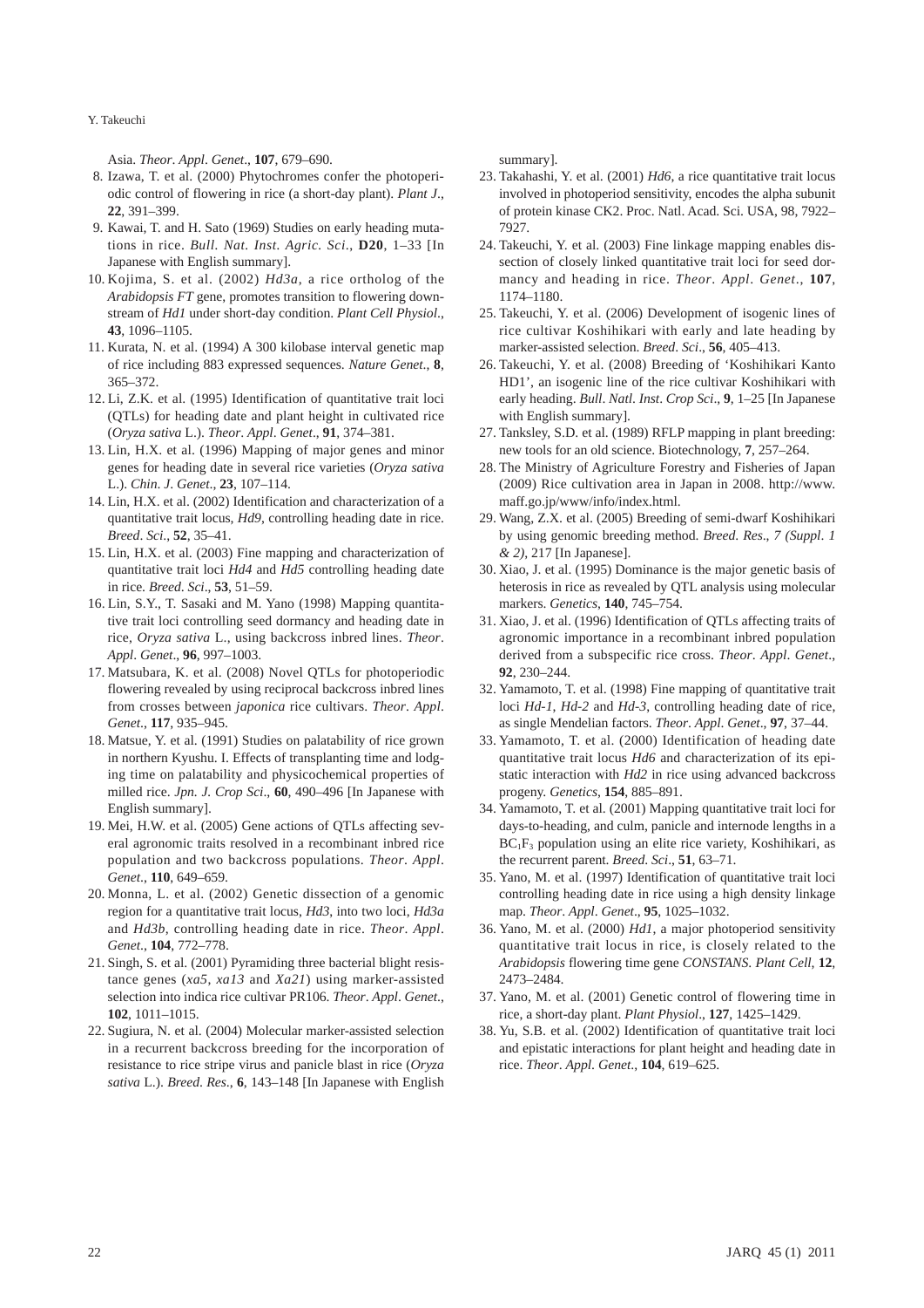Asia. *Theor*. *Appl*. *Genet*., **107**, 679–690.

8. Izawa, T. et al. (2000) Phytochromes confer the photoperiodic control of flowering in rice (a short-day plant). *Plant J*., **22**, 391–399.
9. Kawai, T. and H. Sato (1969) Studies on early heading mutations in rice. *Bull. Nat. Inst. Agric. Sci*., **D20**, 1–33 [In Japanese with English summary].
10. Kojima, S. et al. (2002) *Hd3a*, a rice ortholog of the *Arabidopsis FT* gene, promotes transition to flowering downstream of *Hd1* under short-day condition. *Plant Cell Physiol*., **43**, 1096–1105.
11. Kurata, N. et al. (1994) A 300 kilobase interval genetic map of rice including 883 expressed sequences. *Nature Genet*., **8**, 365–372.
12. Li, Z.K. et al. (1995) Identification of quantitative trait loci (QTLs) for heading date and plant height in cultivated rice (*Oryza sativa* L.). *Theor*. *Appl*. *Genet*., **91**, 374–381.
13. Lin, H.X. et al. (1996) Mapping of major genes and minor genes for heading date in several rice varieties (*Oryza sativa* L.). *Chin*. *J*. *Genet*., **23**, 107–114.
14. Lin, H.X. et al. (2002) Identification and characterization of a quantitative trait locus, *Hd9*, controlling heading date in rice. *Breed*. *Sci*., **52**, 35–41.
15. Lin, H.X. et al. (2003) Fine mapping and characterization of quantitative trait loci *Hd4* and *Hd5* controlling heading date in rice. *Breed*. *Sci*., **53**, 51–59.
16. Lin, S.Y., T. Sasaki and M. Yano (1998) Mapping quantitative trait loci controlling seed dormancy and heading date in rice, *Oryza sativa* L., using backcross inbred lines. *Theor*. *Appl*. *Genet*., **96**, 997–1003.
17. Matsubara, K. et al. (2008) Novel QTLs for photoperiodic flowering revealed by using reciprocal backcross inbred lines from crosses between *japonica* rice cultivars. *Theor*. *Appl*. *Genet*., **117**, 935–945.
18. Matsue, Y. et al. (1991) Studies on palatability of rice grown in northern Kyushu. I. Effects of transplanting time and lodging time on palatability and physicochemical properties of milled rice. *Jpn*. *J*. *Crop Sci*., **60**, 490–496 [In Japanese with English summary].
19. Mei, H.W. et al. (2005) Gene actions of QTLs affecting several agronomic traits resolved in a recombinant inbred rice population and two backcross populations. *Theor*. *Appl*. *Genet*., **110**, 649–659.
20. Monna, L. et al. (2002) Genetic dissection of a genomic region for a quantitative trait locus, *Hd3*, into two loci, *Hd3a* and *Hd3b*, controlling heading date in rice. *Theor*. *Appl*. *Genet*., **104**, 772–778.
21. Singh, S. et al. (2001) Pyramiding three bacterial blight resistance genes (*xa5*, *xa13* and *Xa21*) using marker-assisted selection into indica rice cultivar PR106. *Theor*. *Appl*. *Genet*., **102**, 1011–1015.
22. Sugiura, N. et al. (2004) Marker-assisted selection in a recurrent backcross breeding for the incorporation of resistance to rice stripe virus and panicle blast in rice (*Oryza sativa* L.). *Breed*. *Res*., **6**, 143–148 [In Japanese with English summary].
23. Takahashi, Y. et al. (2001) *Hd6*, a rice quantitative trait locus involved in photoperiod sensitivity, encodes the alpha subunit of protein kinase CK2. Proc. Natl. Acad. Sci. USA, 98, 7922–7927.
24. Takeuchi, Y. et al. (2003) Fine linkage mapping enables dissection of closely linked quantitative trait loci for seed dormancy and heading in rice. *Theor*. *Appl*. *Genet*., **107**, 1174–1180.
25. Takeuchi, Y. et al. (2006) Development of isogenic lines of rice cultivar Koshihikari with early and late heading by marker-assisted selection. *Breed*. *Sci*., **56**, 405–413.
26. Takeuchi, Y. et al. (2008) Breeding of 'Koshihikari Kanto HD1', an isogenic line of the rice cultivar Koshihikari with early heading. *Bull*. *Natl*. *Inst*. *Crop Sci*., **9**, 1–25 [In Japanese with English summary].
27. Tanksley, S.D. et al. (1989) RFLP mapping in plant breeding: new tools for an old science. Biotechnology, **7**, 257–264.
28. The Ministry of Agriculture Forestry and Fisheries of Japan (2009) Rice cultivation area in Japan in 2008. http://www.maff.go.jp/www/info/index.html.
29. Wang, Z.X. et al. (2005) Breeding of semi-dwarf Koshihikari by using genomic breeding method. *Breed*. *Res*., *7 (Suppl*. *1 & 2)*, 217 [In Japanese].
30. Xiao, J. et al. (1995) Dominance is the major genetic basis of heterosis in rice as revealed by QTL analysis using molecular markers. *Genetics*, **140**, 745–754.
31. Xiao, J. et al. (1996) Identification of QTLs affecting traits of agronomic importance in a recombinant inbred population derived from a subspecific rice cross. *Theor*. *Appl*. *Genet*., **92**, 230–244.
32. Yamamoto, T. et al. (1998) Fine mapping of quantitative trait loci *Hd-1*, *Hd-2* and *Hd-3*, controlling heading date of rice, as single Mendelian factors. *Theor*. *Appl*. *Genet*., **97**, 37–44.
33. Yamamoto, T. et al. (2000) Identification of heading date quantitative trait locus *Hd6* and characterization of its epistatic interaction with *Hd2* in rice using advanced backcross progeny. *Genetics*, **154**, 885–891.
34. Yamamoto, T. et al. (2001) Mapping quantitative trait loci for days-to-heading, and culm, panicle and internode lengths in a $BC_1F_3$ population using an elite rice variety, Koshihikari, as the recurrent parent. *Breed*. *Sci*., **51**, 63–71.
35. Yano, M. et al. (1997) Identification of quantitative trait loci controlling heading date in rice using a high density linkage map. *Theor*. *Appl*. *Genet*., **95**, 1025–1032.
36. Yano, M. et al. (2000) *Hd1*, a major photoperiod sensitivity quantitative trait locus in rice, is closely related to the *Arabidopsis* flowering time gene *CONSTANS*. *Plant Cell*, **12**, 2473–2484.
37. Yano, M. et al. (2001) Genetic control of flowering time in rice, a short-day plant. *Plant Physiol*., **127**, 1425–1429.
38. Yu, S.B. et al. (2002) Identification of quantitative trait loci and epistatic interactions for plant height and heading date in rice. *Theor*. *Appl*. *Genet*., **104**, 619–625.